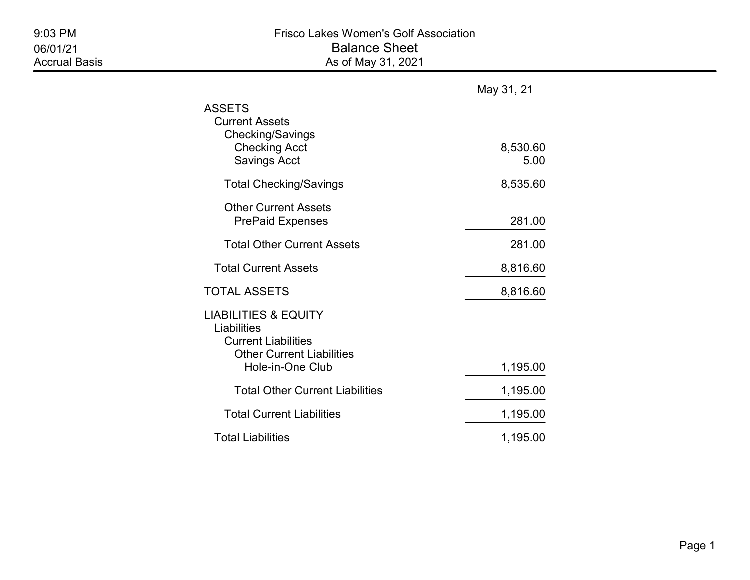9:03 PM
06/01/21
Accrual Basis

# Frisco Lakes Women's Golf Association

## Balance Sheet

As of May 31, 2021

| | May 31, 21 |
|---|---|
| ASSETS | |
| Current Assets | |
| Checking/Savings | |
| Checking Acct | 8,530.60 |
| Savings Acct | 5.00 |
| Total Checking/Savings | 8,535.60 |
| Other Current Assets | |
| PrePaid Expenses | 281.00 |
| Total Other Current Assets | 281.00 |
| Total Current Assets | 8,816.60 |
| TOTAL ASSETS | 8,816.60 |
| LIABILITIES & EQUITY | |
| Liabilities | |
| Current Liabilities | |
| Other Current Liabilities | |
| Hole-in-One Club | 1,195.00 |
| Total Other Current Liabilities | 1,195.00 |
| Total Current Liabilities | 1,195.00 |
| Total Liabilities | 1,195.00 |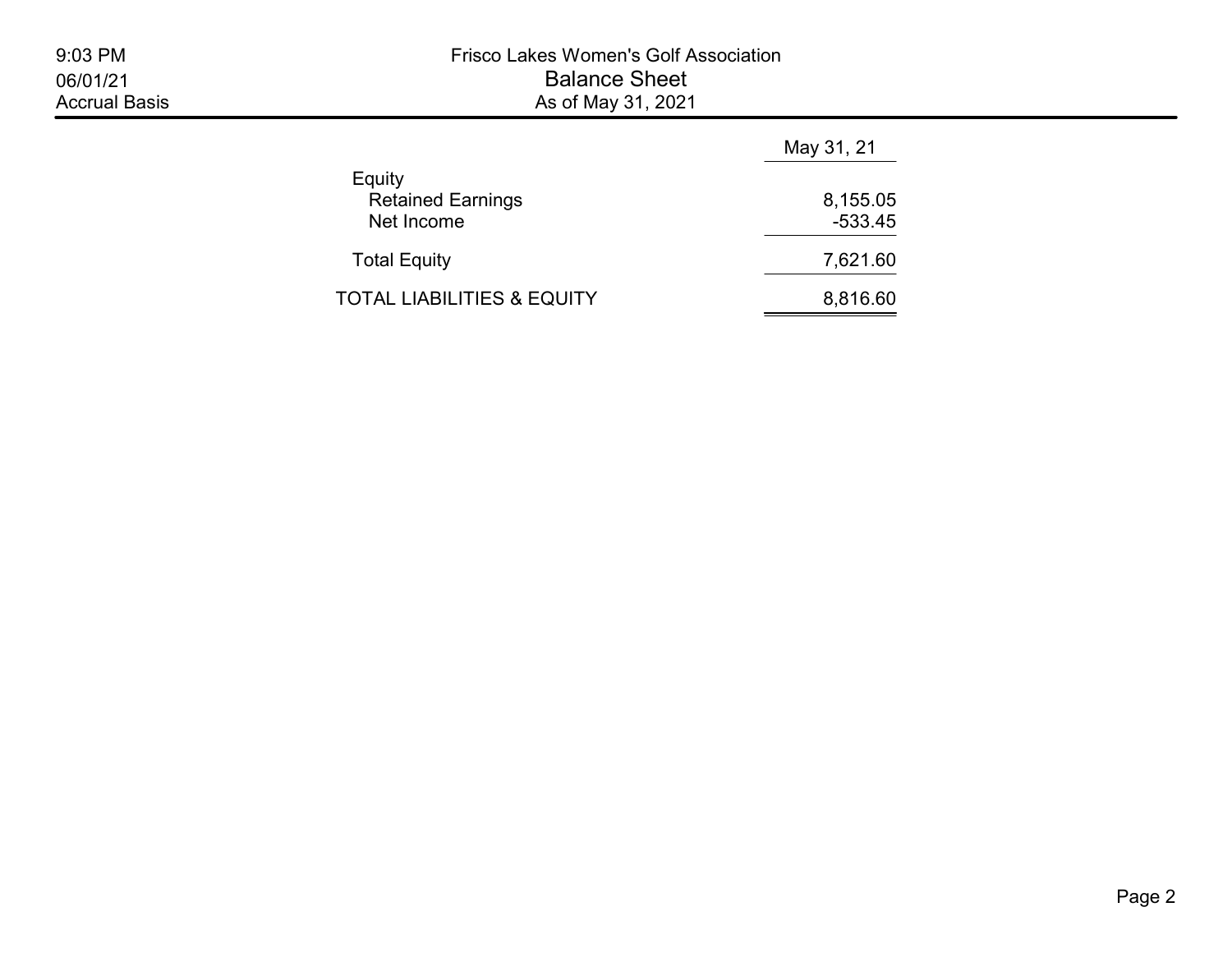# Frisco Lakes Women's Golf Association

## Balance Sheet

As of May 31, 2021

9:03 PM
06/01/21
Accrual Basis

| | May 31, 21 |
|---|---|
| Equity | |
| Retained Earnings | 8,155.05 |
| Net Income | -533.45 |
| Total Equity | 7,621.60 |
| TOTAL LIABILITIES & EQUITY | 8,816.60 |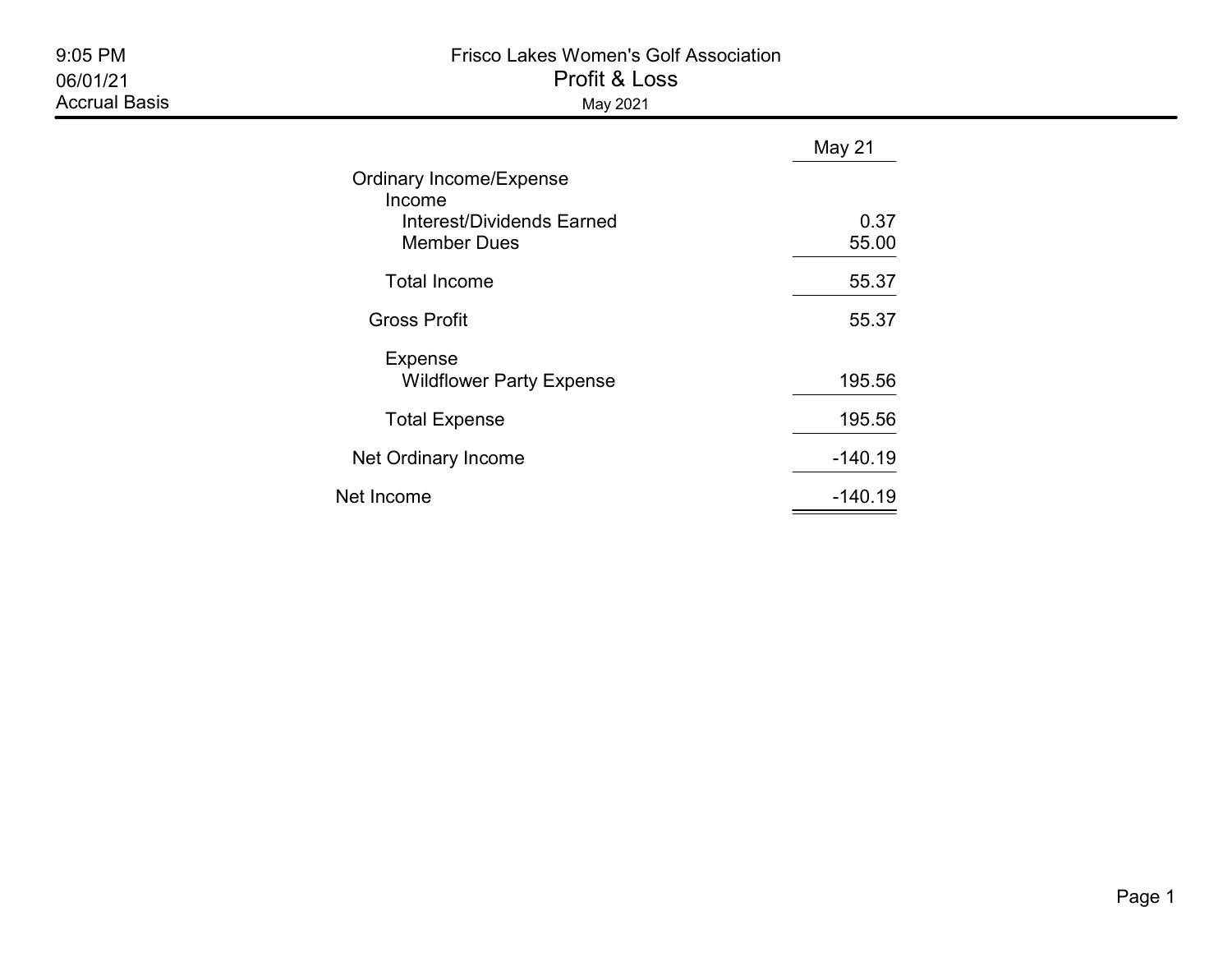# Frisco Lakes Women's Golf Association

## Profit & Loss

May 2021

9:05 PM
06/01/21
Accrual Basis

| | May 21 |
|---|---|
| Ordinary Income/Expense | |
| Income | |
| Interest/Dividends Earned | 0.37 |
| Member Dues | 55.00 |
| Total Income | 55.37 |
| Gross Profit | 55.37 |
| Expense | |
| Wildflower Party Expense | 195.56 |
| Total Expense | 195.56 |
| Net Ordinary Income | -140.19 |
| Net Income | -140.19 |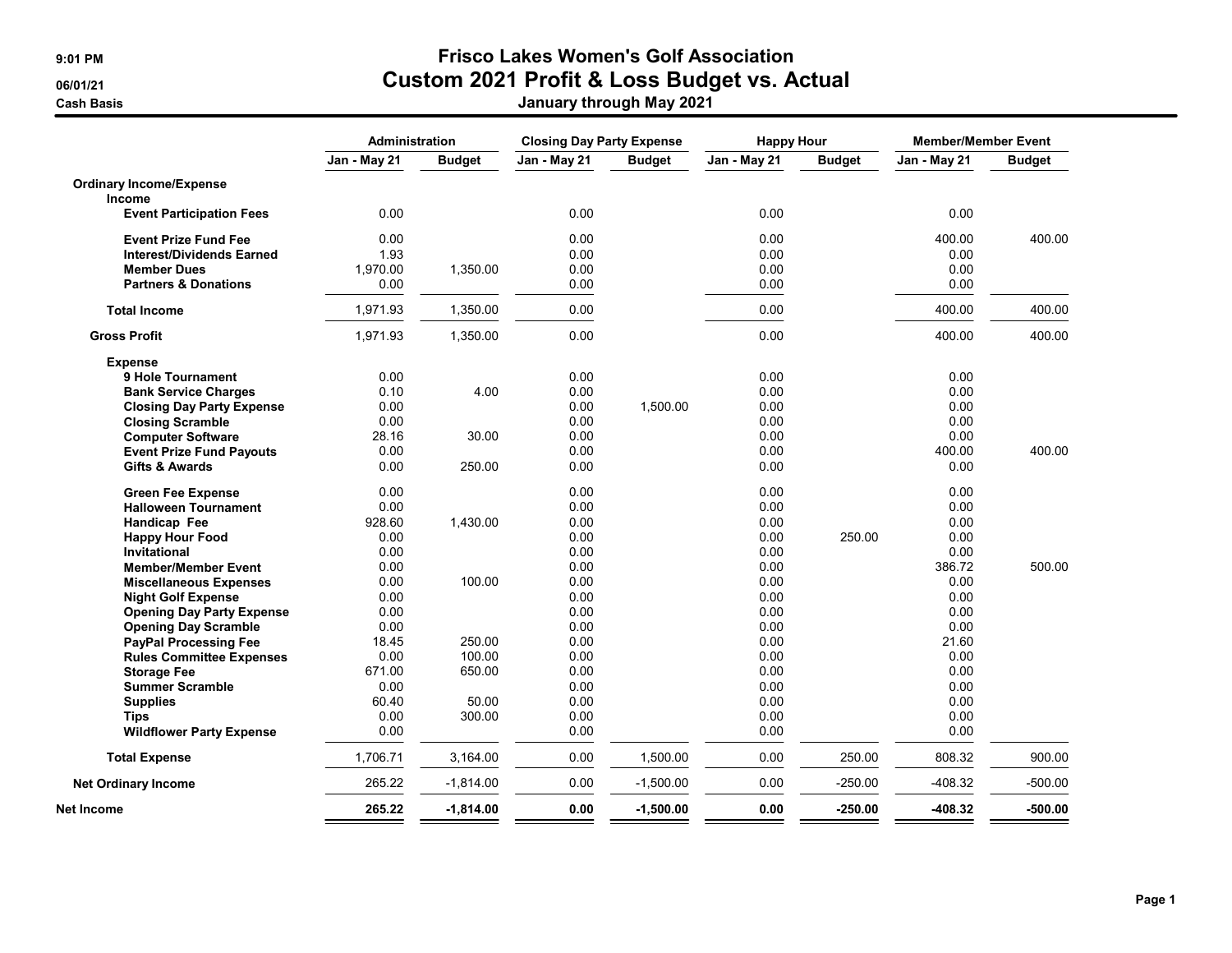# Frisco Lakes Women's Golf Association

## Custom 2021 Profit & Loss Budget vs. Actual

### January through May 2021

9:01 PM
06/01/21
Cash Basis

| | Administration | | Closing Day Party Expense | | Happy Hour | | Member/Member Event | |
|---|---|---|---|---|---|---|---|---|
| | Jan - May 21 | Budget | Jan - May 21 | Budget | Jan - May 21 | Budget | Jan - May 21 | Budget |
| **Ordinary Income/Expense** | | | | | | | | |
| **Income** | | | | | | | | |
| **Event Participation Fees** | 0.00 | | 0.00 | | 0.00 | | 0.00 | |
| **Event Prize Fund Fee** | 0.00 | | 0.00 | | 0.00 | | 400.00 | 400.00 |
| **Interest/Dividends Earned** | 1.93 | | 0.00 | | 0.00 | | 0.00 | |
| **Member Dues** | 1,970.00 | 1,350.00 | 0.00 | | 0.00 | | 0.00 | |
| **Partners & Donations** | 0.00 | | 0.00 | | 0.00 | | 0.00 | |
| **Total Income** | 1,971.93 | 1,350.00 | 0.00 | | 0.00 | | 400.00 | 400.00 |
| **Gross Profit** | 1,971.93 | 1,350.00 | 0.00 | | 0.00 | | 400.00 | 400.00 |
| **Expense** | | | | | | | | |
| **9 Hole Tournament** | 0.00 | | 0.00 | | 0.00 | | 0.00 | |
| **Bank Service Charges** | 0.10 | 4.00 | 0.00 | | 0.00 | | 0.00 | |
| **Closing Day Party Expense** | 0.00 | | 0.00 | 1,500.00 | 0.00 | | 0.00 | |
| **Closing Scramble** | 0.00 | | 0.00 | | 0.00 | | 0.00 | |
| **Computer Software** | 28.16 | 30.00 | 0.00 | | 0.00 | | 0.00 | |
| **Event Prize Fund Payouts** | 0.00 | | 0.00 | | 0.00 | | 400.00 | 400.00 |
| **Gifts & Awards** | 0.00 | 250.00 | 0.00 | | 0.00 | | 0.00 | |
| **Green Fee Expense** | 0.00 | | 0.00 | | 0.00 | | 0.00 | |
| **Halloween Tournament** | 0.00 | | 0.00 | | 0.00 | | 0.00 | |
| **Handicap Fee** | 928.60 | 1,430.00 | 0.00 | | 0.00 | | 0.00 | |
| **Happy Hour Food** | 0.00 | | 0.00 | | 0.00 | 250.00 | 0.00 | |
| **Invitational** | 0.00 | | 0.00 | | 0.00 | | 0.00 | |
| **Member/Member Event** | 0.00 | | 0.00 | | 0.00 | | 386.72 | 500.00 |
| **Miscellaneous Expenses** | 0.00 | 100.00 | 0.00 | | 0.00 | | 0.00 | |
| **Night Golf Expense** | 0.00 | | 0.00 | | 0.00 | | 0.00 | |
| **Opening Day Party Expense** | 0.00 | | 0.00 | | 0.00 | | 0.00 | |
| **Opening Day Scramble** | 0.00 | | 0.00 | | 0.00 | | 0.00 | |
| **PayPal Processing Fee** | 18.45 | 250.00 | 0.00 | | 0.00 | | 21.60 | |
| **Rules Committee Expenses** | 0.00 | 100.00 | 0.00 | | 0.00 | | 0.00 | |
| **Storage Fee** | 671.00 | 650.00 | 0.00 | | 0.00 | | 0.00 | |
| **Summer Scramble** | 0.00 | | 0.00 | | 0.00 | | 0.00 | |
| **Supplies** | 60.40 | 50.00 | 0.00 | | 0.00 | | 0.00 | |
| **Tips** | 0.00 | 300.00 | 0.00 | | 0.00 | | 0.00 | |
| **Wildflower Party Expense** | 0.00 | | 0.00 | | 0.00 | | 0.00 | |
| **Total Expense** | 1,706.71 | 3,164.00 | 0.00 | 1,500.00 | 0.00 | 250.00 | 808.32 | 900.00 |
| **Net Ordinary Income** | 265.22 | -1,814.00 | 0.00 | -1,500.00 | 0.00 | -250.00 | -408.32 | -500.00 |
| **Net Income** | **265.22** | **-1,814.00** | **0.00** | **-1,500.00** | **0.00** | **-250.00** | **-408.32** | **-500.00** |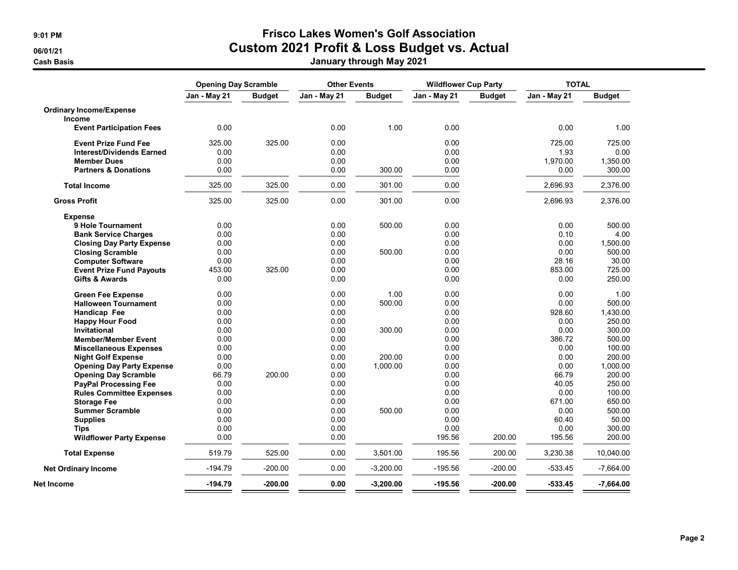9:01 PM
06/01/21
Cash Basis

# Frisco Lakes Women's Golf Association
## Custom 2021 Profit & Loss Budget vs. Actual
### January through May 2021

| | Opening Day Scramble | | Other Events | | Wildflower Cup Party | | TOTAL | |
|---|---|---|---|---|---|---|---|---|
| | Jan - May 21 | Budget | Jan - May 21 | Budget | Jan - May 21 | Budget | Jan - May 21 | Budget |
| **Ordinary Income/Expense** | | | | | | | | |
| **Income** | | | | | | | | |
| **Event Participation Fees** | 0.00 | | 0.00 | 1.00 | 0.00 | | 0.00 | 1.00 |
| **Event Prize Fund Fee** | 325.00 | 325.00 | 0.00 | | 0.00 | | 725.00 | 725.00 |
| **Interest/Dividends Earned** | 0.00 | | 0.00 | | 0.00 | | 1.93 | 0.00 |
| **Member Dues** | 0.00 | | 0.00 | | 0.00 | | 1,970.00 | 1,350.00 |
| **Partners & Donations** | 0.00 | | 0.00 | 300.00 | 0.00 | | 0.00 | 300.00 |
| **Total Income** | 325.00 | 325.00 | 0.00 | 301.00 | 0.00 | | 2,696.93 | 2,376.00 |
| **Gross Profit** | 325.00 | 325.00 | 0.00 | 301.00 | 0.00 | | 2,696.93 | 2,376.00 |
| **Expense** | | | | | | | | |
| **9 Hole Tournament** | 0.00 | | 0.00 | 500.00 | 0.00 | | 0.00 | 500.00 |
| **Bank Service Charges** | 0.00 | | 0.00 | | 0.00 | | 0.10 | 4.00 |
| **Closing Day Party Expense** | 0.00 | | 0.00 | | 0.00 | | 0.00 | 1,500.00 |
| **Closing Scramble** | 0.00 | | 0.00 | 500.00 | 0.00 | | 0.00 | 500.00 |
| **Computer Software** | 0.00 | | 0.00 | | 0.00 | | 28.16 | 30.00 |
| **Event Prize Fund Payouts** | 453.00 | 325.00 | 0.00 | | 0.00 | | 853.00 | 725.00 |
| **Gifts & Awards** | 0.00 | | 0.00 | | 0.00 | | 0.00 | 250.00 |
| **Green Fee Expense** | 0.00 | | 0.00 | 1.00 | 0.00 | | 0.00 | 1.00 |
| **Halloween Tournament** | 0.00 | | 0.00 | 500.00 | 0.00 | | 0.00 | 500.00 |
| **Handicap Fee** | 0.00 | | 0.00 | | 0.00 | | 928.60 | 1,430.00 |
| **Happy Hour Food** | 0.00 | | 0.00 | | 0.00 | | 0.00 | 250.00 |
| **Invitational** | 0.00 | | 0.00 | 300.00 | 0.00 | | 0.00 | 300.00 |
| **Member/Member Event** | 0.00 | | 0.00 | | 0.00 | | 386.72 | 500.00 |
| **Miscellaneous Expenses** | 0.00 | | 0.00 | | 0.00 | | 0.00 | 100.00 |
| **Night Golf Expense** | 0.00 | | 0.00 | 200.00 | 0.00 | | 0.00 | 200.00 |
| **Opening Day Party Expense** | 0.00 | | 0.00 | 1,000.00 | 0.00 | | 0.00 | 1,000.00 |
| **Opening Day Scramble** | 66.79 | 200.00 | 0.00 | | 0.00 | | 66.79 | 200.00 |
| **PayPal Processing Fee** | 0.00 | | 0.00 | | 0.00 | | 40.05 | 250.00 |
| **Rules Committee Expenses** | 0.00 | | 0.00 | | 0.00 | | 0.00 | 100.00 |
| **Storage Fee** | 0.00 | | 0.00 | | 0.00 | | 671.00 | 650.00 |
| **Summer Scramble** | 0.00 | | 0.00 | 500.00 | 0.00 | | 0.00 | 500.00 |
| **Supplies** | 0.00 | | 0.00 | | 0.00 | | 60.40 | 50.00 |
| **Tips** | 0.00 | | 0.00 | | 0.00 | | 0.00 | 300.00 |
| **Wildflower Party Expense** | 0.00 | | 0.00 | | 195.56 | 200.00 | 195.56 | 200.00 |
| **Total Expense** | 519.79 | 525.00 | 0.00 | 3,501.00 | 195.56 | 200.00 | 3,230.38 | 10,040.00 |
| **Net Ordinary Income** | -194.79 | -200.00 | 0.00 | -3,200.00 | -195.56 | -200.00 | -533.45 | -7,664.00 |
| **Net Income** | **-194.79** | **-200.00** | **0.00** | **-3,200.00** | **-195.56** | **-200.00** | **-533.45** | **-7,664.00** |